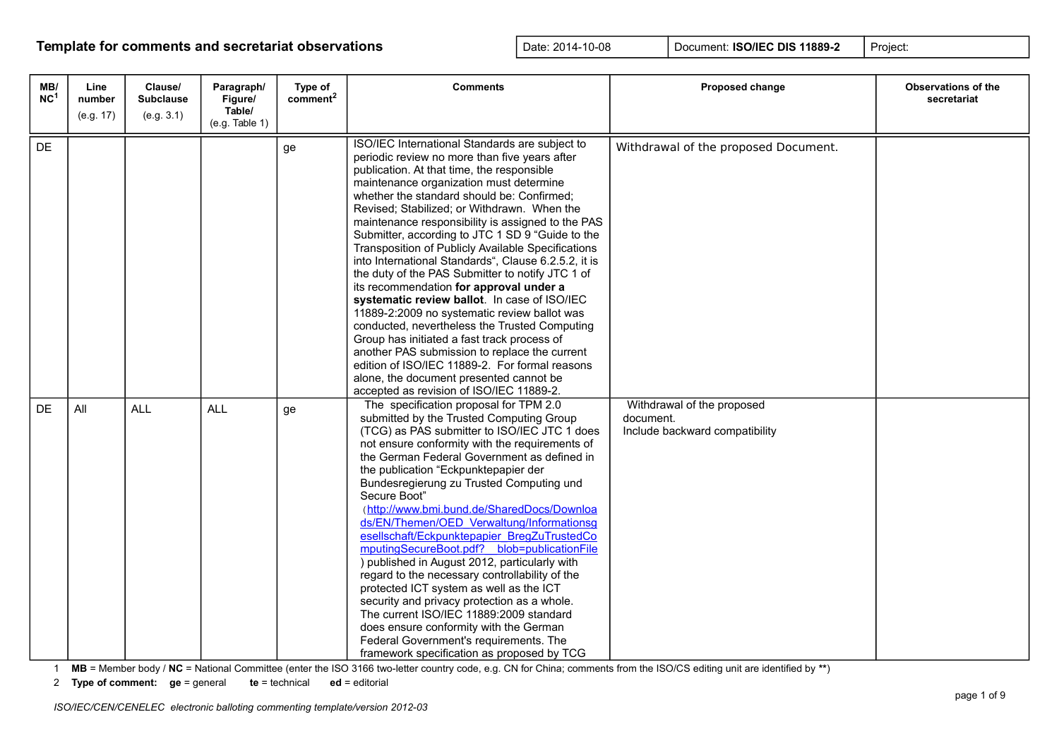# Template for comments and secretariat observations

| Date: 2014-10-08 | Document: **ISO/IEC DIS 11889-2** | Project: |
|---|---|---|

| MB/ NC[1] | Line number (e.g. 17) | Clause/ Subclause (e.g. 3.1) | Paragraph/ Figure/ Table/ (e.g. Table 1) | Type of comment[2] | Comments | Proposed change | Observations of the secretariat |
|---|---|---|---|---|---|---|---|
| DE | | | | ge | ISO/IEC International Standards are subject to periodic review no more than five years after publication. At that time, the responsible maintenance organization must determine whether the standard should be: Confirmed; Revised; Stabilized; or Withdrawn. When the maintenance responsibility is assigned to the PAS Submitter, according to JTC 1 SD 9 "Guide to the Transposition of Publicly Available Specifications into International Standards", Clause 6.2.5.2, it is the duty of the PAS Submitter to notify JTC 1 of its recommendation **for approval under a systematic review ballot**. In case of ISO/IEC 11889-2:2009 no systematic review ballot was conducted, nevertheless the Trusted Computing Group has initiated a fast track process of another PAS submission to replace the current edition of ISO/IEC 11889-2. For formal reasons alone, the document presented cannot be accepted as revision of ISO/IEC 11889-2. | Withdrawal of the proposed Document. | |
| DE | All | ALL | ALL | ge | The specification proposal for TPM 2.0 submitted by the Trusted Computing Group (TCG) as PAS submitter to ISO/IEC JTC 1 does not ensure conformity with the requirements of the German Federal Government as defined in the publication "Eckpunktepapier der Bundesregierung zu Trusted Computing und Secure Boot" (http://www.bmi.bund.de/SharedDocs/Downloads/EN/Themen/OED_Verwaltung/Informationsgesellschaft/Eckpunktepapier_BregZuTrustedComputingSecureBoot.pdf?__blob=publicationFile) published in August 2012, particularly with regard to the necessary controllability of the protected ICT system as well as the ICT security and privacy protection as a whole. The current ISO/IEC 11889:2009 standard does ensure conformity with the German Federal Government's requirements. The framework specification as proposed by TCG | Withdrawal of the proposed document. Include backward compatibility | |

1 **MB** = Member body / **NC** = National Committee (enter the ISO 3166 two-letter country code, e.g. CN for China; comments from the ISO/CS editing unit are identified by **\*\***)

2 **Type of comment:** **ge** = general **te** = technical **ed** = editorial

*ISO/IEC/CEN/CENELEC electronic balloting commenting template/version 2012-03*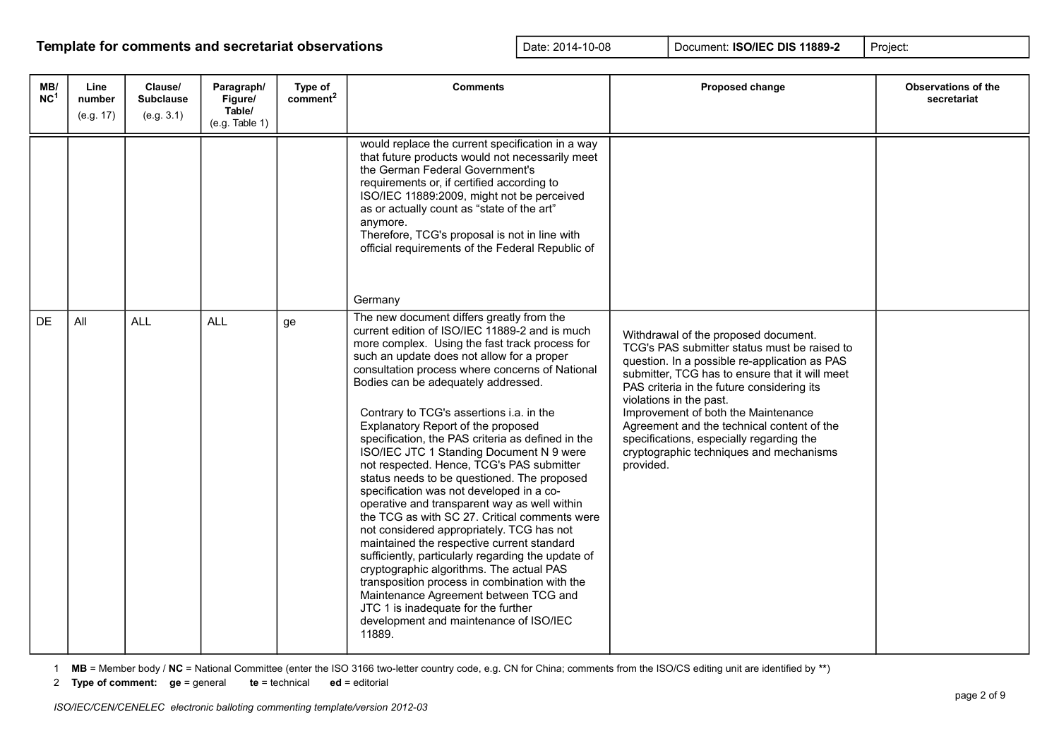**Template for comments and secretariat observations**

| Date: 2014-10-08 | Document: **ISO/IEC DIS 11889-2** | Project: |
|---|---|---|

| MB/NC[1] | Line number (e.g. 17) | Clause/ Subclause (e.g. 3.1) | Paragraph/ Figure/ Table/ (e.g. Table 1) | Type of comment[2] | Comments | Proposed change | Observations of the secretariat |
|---|---|---|---|---|---|---|---|
| | | | | | would replace the current specification in a way that future products would not necessarily meet the German Federal Government's requirements or, if certified according to ISO/IEC 11889:2009, might not be perceived as or actually count as "state of the art" anymore.<br>Therefore, TCG's proposal is not in line with official requirements of the Federal Republic of<br><br>Germany | | |
| DE | All | ALL | ALL | ge | The new document differs greatly from the current edition of ISO/IEC 11889-2 and is much more complex. Using the fast track process for such an update does not allow for a proper consultation process where concerns of National Bodies can be adequately addressed.<br><br>Contrary to TCG's assertions i.a. in the Explanatory Report of the proposed specification, the PAS criteria as defined in the ISO/IEC JTC 1 Standing Document N 9 were not respected. Hence, TCG's PAS submitter status needs to be questioned. The proposed specification was not developed in a co-operative and transparent way as well within the TCG as with SC 27. Critical comments were not considered appropriately. TCG has not maintained the respective current standard sufficiently, particularly regarding the update of cryptographic algorithms. The actual PAS transposition process in combination with the Maintenance Agreement between TCG and JTC 1 is inadequate for the further development and maintenance of ISO/IEC 11889. | Withdrawal of the proposed document.<br>TCG's PAS submitter status must be raised to question. In a possible re-application as PAS submitter, TCG has to ensure that it will meet PAS criteria in the future considering its violations in the past.<br>Improvement of both the Maintenance Agreement and the technical content of the specifications, especially regarding the cryptographic techniques and mechanisms provided. | |

1 **MB** = Member body / **NC** = National Committee (enter the ISO 3166 two-letter country code, e.g. CN for China; comments from the ISO/CS editing unit are identified by **)

2 **Type of comment:** **ge** = general **te** = technical **ed** = editorial

*ISO/IEC/CEN/CENELEC electronic balloting commenting template/version 2012-03*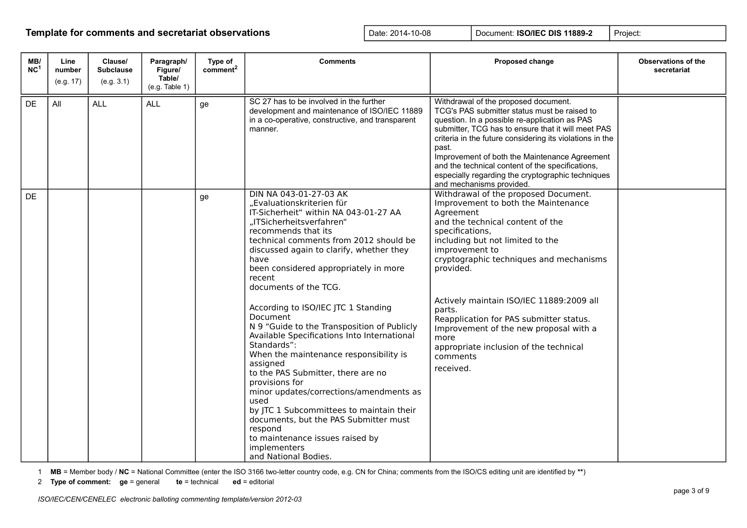**Template for comments and secretariat observations**

| Date: 2014-10-08 | Document: **ISO/IEC DIS 11889-2** | Project: |
|---|---|---|

| MB/NC[1] | Line number (e.g. 17) | Clause/ Subclause (e.g. 3.1) | Paragraph/ Figure/ Table/ (e.g. Table 1) | Type of comment[2] | Comments | Proposed change | Observations of the secretariat |
|---|---|---|---|---|---|---|---|
| DE | All | ALL | ALL | ge | SC 27 has to be involved in the further development and maintenance of ISO/IEC 11889 in a co-operative, constructive, and transparent manner. | Withdrawal of the proposed document. TCG's PAS submitter status must be raised to question. In a possible re-application as PAS submitter, TCG has to ensure that it will meet PAS criteria in the future considering its violations in the past. Improvement of both the Maintenance Agreement and the technical content of the specifications, especially regarding the cryptographic techniques and mechanisms provided. | |
| DE | | | | ge | DIN NA 043-01-27-03 AK „Evaluationskriterien für IT-Sicherheit“ within NA 043-01-27 AA „ITSicherheitsverfahren“ recommends that its technical comments from 2012 should be discussed again to clarify, whether they have been considered appropriately in more recent documents of the TCG.<br><br>According to ISO/IEC JTC 1 Standing Document N 9 “Guide to the Transposition of Publicly Available Specifications Into International Standards”: When the maintenance responsibility is assigned to the PAS Submitter, there are no provisions for minor updates/corrections/amendments as used by JTC 1 Subcommittees to maintain their documents, but the PAS Submitter must respond to maintenance issues raised by implementers and National Bodies. | Withdrawal of the proposed Document. Improvement to both the Maintenance Agreement and the technical content of the specifications, including but not limited to the improvement to cryptographic techniques and mechanisms provided.<br><br>Actively maintain ISO/IEC 11889:2009 all parts. Reapplication for PAS submitter status. Improvement of the new proposal with a more appropriate inclusion of the technical comments received. | |

1 **MB** = Member body / **NC** = National Committee (enter the ISO 3166 two-letter country code, e.g. CN for China; comments from the ISO/CS editing unit are identified by **)

2 **Type of comment:** **ge** = general **te** = technical **ed** = editorial

*ISO/IEC/CEN/CENELEC electronic balloting commenting template/version 2012-03*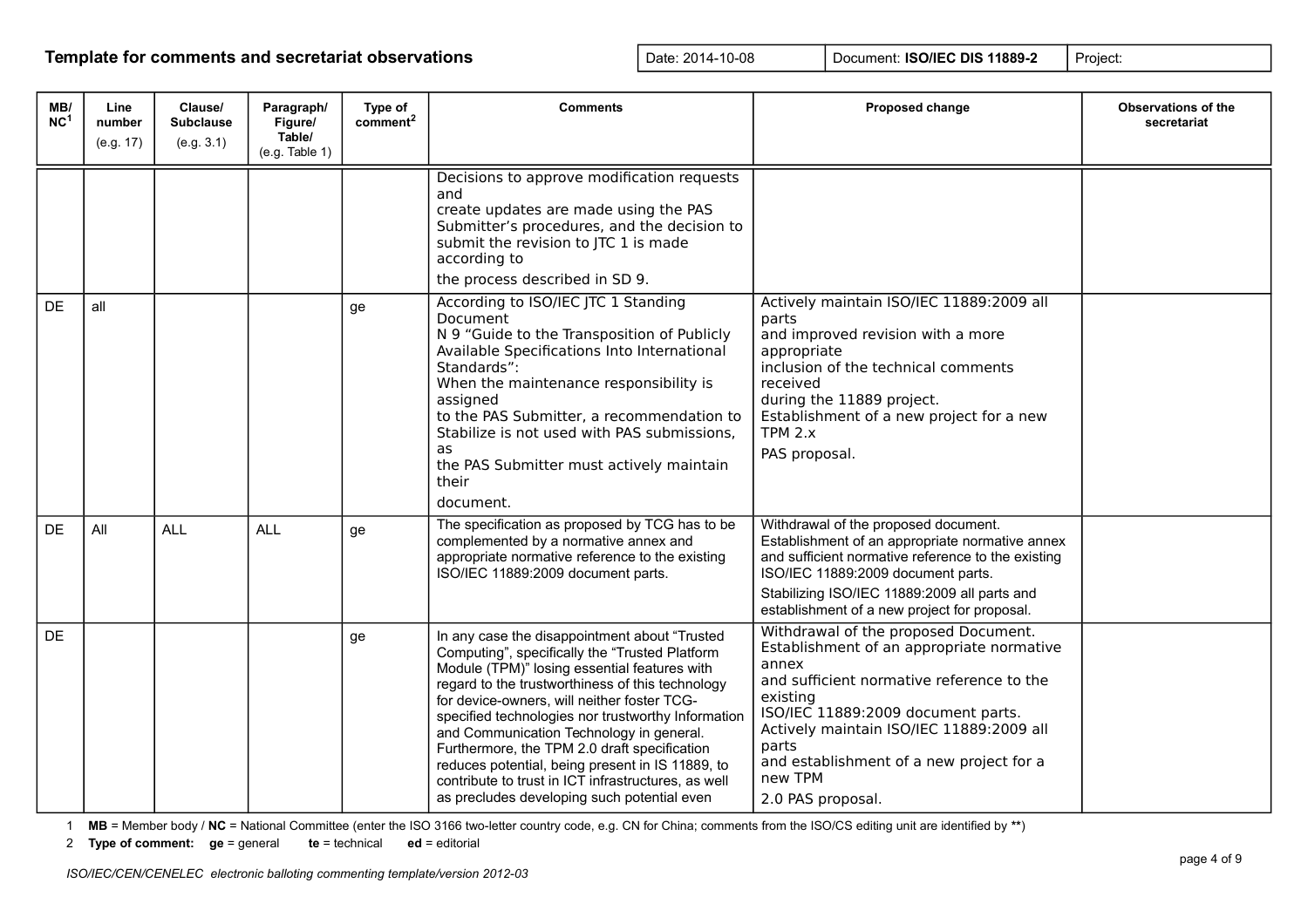## Template for comments and secretariat observations

| Date: 2014-10-08 | Document: **ISO/IEC DIS 11889-2** | Project: |
|---|---|---|

| MB/NC[1] | Line number (e.g. 17) | Clause/ Subclause (e.g. 3.1) | Paragraph/ Figure/ Table/ (e.g. Table 1) | Type of comment[2] | Comments | Proposed change | Observations of the secretariat |
|---|---|---|---|---|---|---|---|
| | | | | | Decisions to approve modification requests and create updates are made using the PAS Submitter's procedures, and the decision to submit the revision to JTC 1 is made according to the process described in SD 9. | | |
| DE | all | | | ge | According to ISO/IEC JTC 1 Standing Document N 9 "Guide to the Transposition of Publicly Available Specifications Into International Standards": When the maintenance responsibility is assigned to the PAS Submitter, a recommendation to Stabilize is not used with PAS submissions, as the PAS Submitter must actively maintain their document. | Actively maintain ISO/IEC 11889:2009 all parts and improved revision with a more appropriate inclusion of the technical comments received during the 11889 project. Establishment of a new project for a new TPM 2.x PAS proposal. | |
| DE | All | ALL | ALL | ge | The specification as proposed by TCG has to be complemented by a normative annex and appropriate normative reference to the existing ISO/IEC 11889:2009 document parts. | Withdrawal of the proposed document. Establishment of an appropriate normative annex and sufficient normative reference to the existing ISO/IEC 11889:2009 document parts. Stabilizing ISO/IEC 11889:2009 all parts and establishment of a new project for proposal. | |
| DE | | | | ge | In any case the disappointment about "Trusted Computing", specifically the "Trusted Platform Module (TPM)" losing essential features with regard to the trustworthiness of this technology for device-owners, will neither foster TCG-specified technologies nor trustworthy Information and Communication Technology in general. Furthermore, the TPM 2.0 draft specification reduces potential, being present in IS 11889, to contribute to trust in ICT infrastructures, as well as precludes developing such potential even | Withdrawal of the proposed Document. Establishment of an appropriate normative annex and sufficient normative reference to the existing ISO/IEC 11889:2009 document parts. Actively maintain ISO/IEC 11889:2009 all parts and establishment of a new project for a new TPM 2.0 PAS proposal. | |

1 **MB** = Member body / **NC** = National Committee (enter the ISO 3166 two-letter country code, e.g. CN for China; comments from the ISO/CS editing unit are identified by **)

2 **Type of comment:** **ge** = general **te** = technical **ed** = editorial

*ISO/IEC/CEN/CENELEC electronic balloting commenting template/version 2012-03*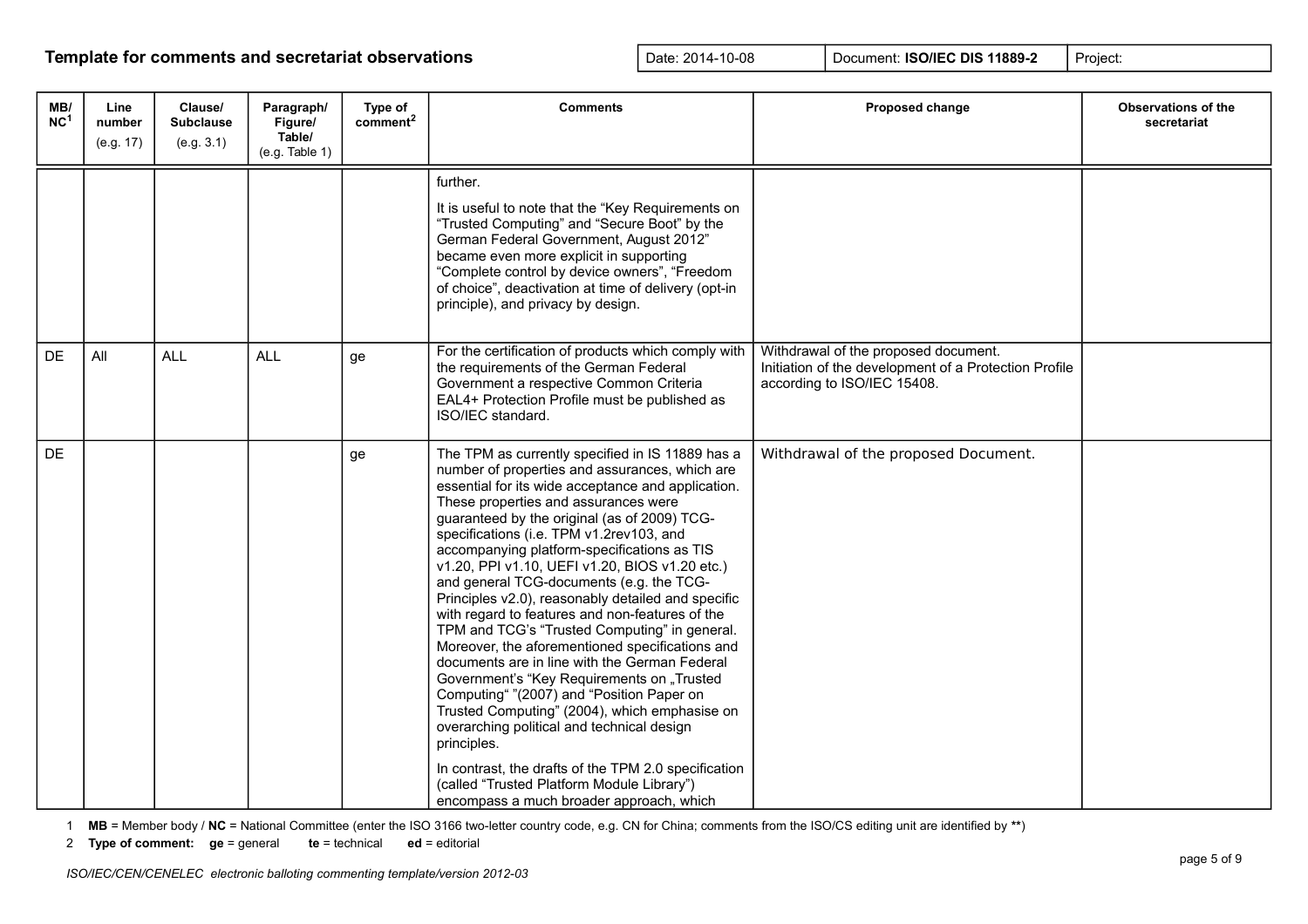## Template for comments and secretariat observations

| Date: 2014-10-08 | Document: **ISO/IEC DIS 11889-2** | Project: |
|---|---|---|

| MB/NC[1] | Line number (e.g. 17) | Clause/ Subclause (e.g. 3.1) | Paragraph/ Figure/ Table/ (e.g. Table 1) | Type of comment[2] | Comments | Proposed change | Observations of the secretariat |
|---|---|---|---|---|---|---|---|
| | | | | | further.<br><br>It is useful to note that the “Key Requirements on “Trusted Computing” and “Secure Boot” by the German Federal Government, August 2012” became even more explicit in supporting “Complete control by device owners”, “Freedom of choice”, deactivation at time of delivery (opt-in principle), and privacy by design. | | |
| DE | All | ALL | ALL | ge | For the certification of products which comply with the requirements of the German Federal Government a respective Common Criteria EAL4+ Protection Profile must be published as ISO/IEC standard. | Withdrawal of the proposed document.<br>Initiation of the development of a Protection Profile according to ISO/IEC 15408. | |
| DE | | | | ge | The TPM as currently specified in IS 11889 has a number of properties and assurances, which are essential for its wide acceptance and application. These properties and assurances were guaranteed by the original (as of 2009) TCG-specifications (i.e. TPM v1.2rev103, and accompanying platform-specifications as TIS v1.20, PPI v1.10, UEFI v1.20, BIOS v1.20 etc.) and general TCG-documents (e.g. the TCG-Principles v2.0), reasonably detailed and specific with regard to features and non-features of the TPM and TCG’s “Trusted Computing” in general. Moreover, the aforementioned specifications and documents are in line with the German Federal Government’s “Key Requirements on „Trusted Computing“ ”(2007) and “Position Paper on Trusted Computing” (2004), which emphasise on overarching political and technical design principles.<br><br>In contrast, the drafts of the TPM 2.0 specification (called “Trusted Platform Module Library”) encompass a much broader approach, which | Withdrawal of the proposed Document. | |

1 **MB** = Member body / **NC** = National Committee (enter the ISO 3166 two-letter country code, e.g. CN for China; comments from the ISO/CS editing unit are identified by **)

2 **Type of comment: ge** = general **te** = technical **ed** = editorial

*ISO/IEC/CEN/CENELEC electronic balloting commenting template/version 2012-03*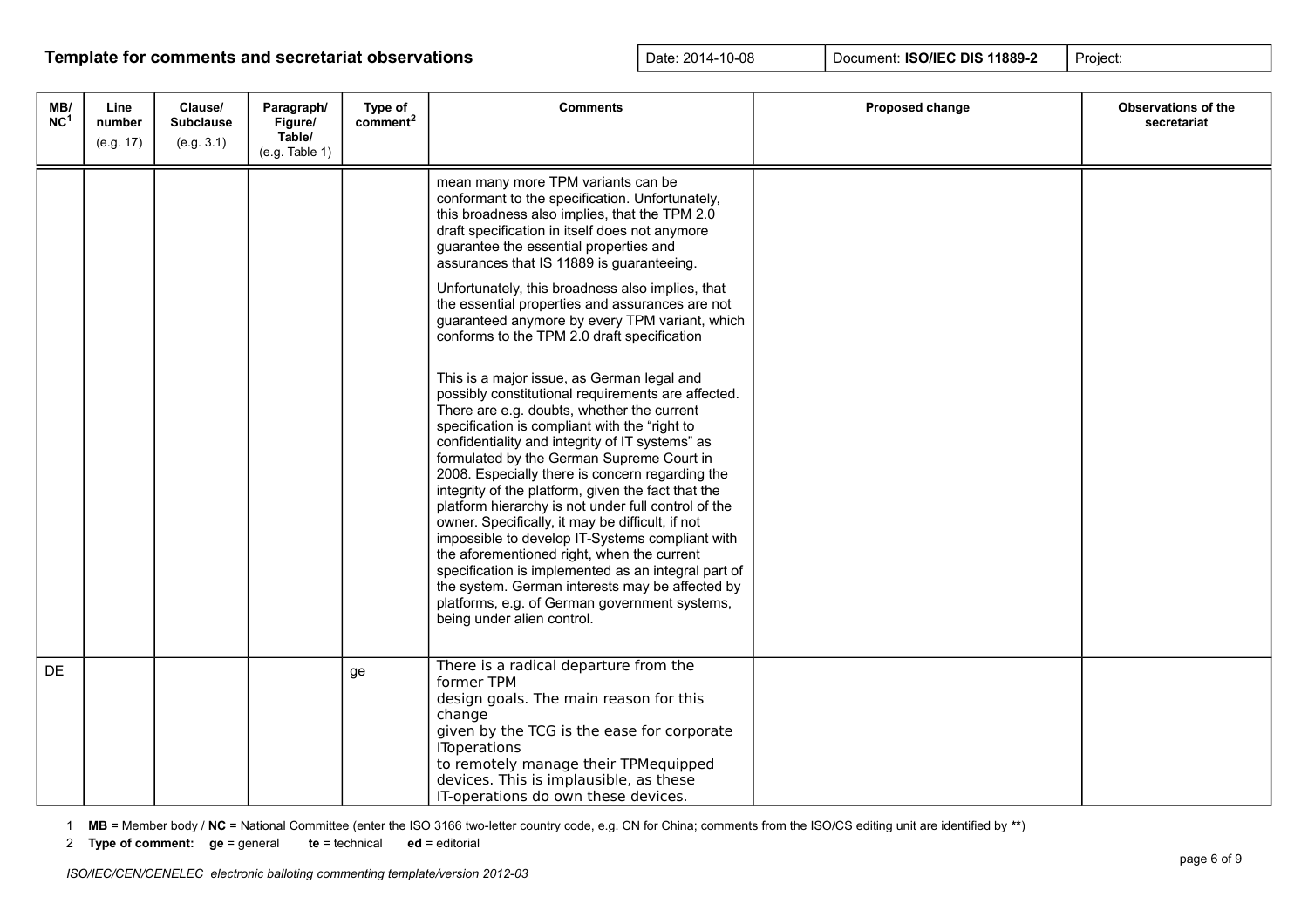## Template for comments and secretariat observations

| Date: 2014-10-08 | Document: **ISO/IEC DIS 11889-2** | Project: |
|---|---|---|

| MB/ NC[1] | Line number (e.g. 17) | Clause/ Subclause (e.g. 3.1) | Paragraph/ Figure/ Table/ (e.g. Table 1) | Type of comment[2] | Comments | Proposed change | Observations of the secretariat |
|---|---|---|---|---|---|---|---|
| | | | | | mean many more TPM variants can be conformant to the specification. Unfortunately, this broadness also implies, that the TPM 2.0 draft specification in itself does not anymore guarantee the essential properties and assurances that IS 11889 is guaranteeing. <br><br> Unfortunately, this broadness also implies, that the essential properties and assurances are not guaranteed anymore by every TPM variant, which conforms to the TPM 2.0 draft specification <br><br> This is a major issue, as German legal and possibly constitutional requirements are affected. There are e.g. doubts, whether the current specification is compliant with the "right to confidentiality and integrity of IT systems" as formulated by the German Supreme Court in 2008. Especially there is concern regarding the integrity of the platform, given the fact that the platform hierarchy is not under full control of the owner. Specifically, it may be difficult, if not impossible to develop IT-Systems compliant with the aforementioned right, when the current specification is implemented as an integral part of the system. German interests may be affected by platforms, e.g. of German government systems, being under alien control. | | |
| DE | | | | ge | There is a radical departure from the former TPM design goals. The main reason for this change given by the TCG is the ease for corporate IToperations to remotely manage their TPMequipped devices. This is implausible, as these IT-operations do own these devices. | | |

1 **MB** = Member body / **NC** = National Committee (enter the ISO 3166 two-letter country code, e.g. CN for China; comments from the ISO/CS editing unit are identified by **)

2 **Type of comment: ge** = general **te** = technical **ed** = editorial

*ISO/IEC/CEN/CENELEC electronic balloting commenting template/version 2012-03*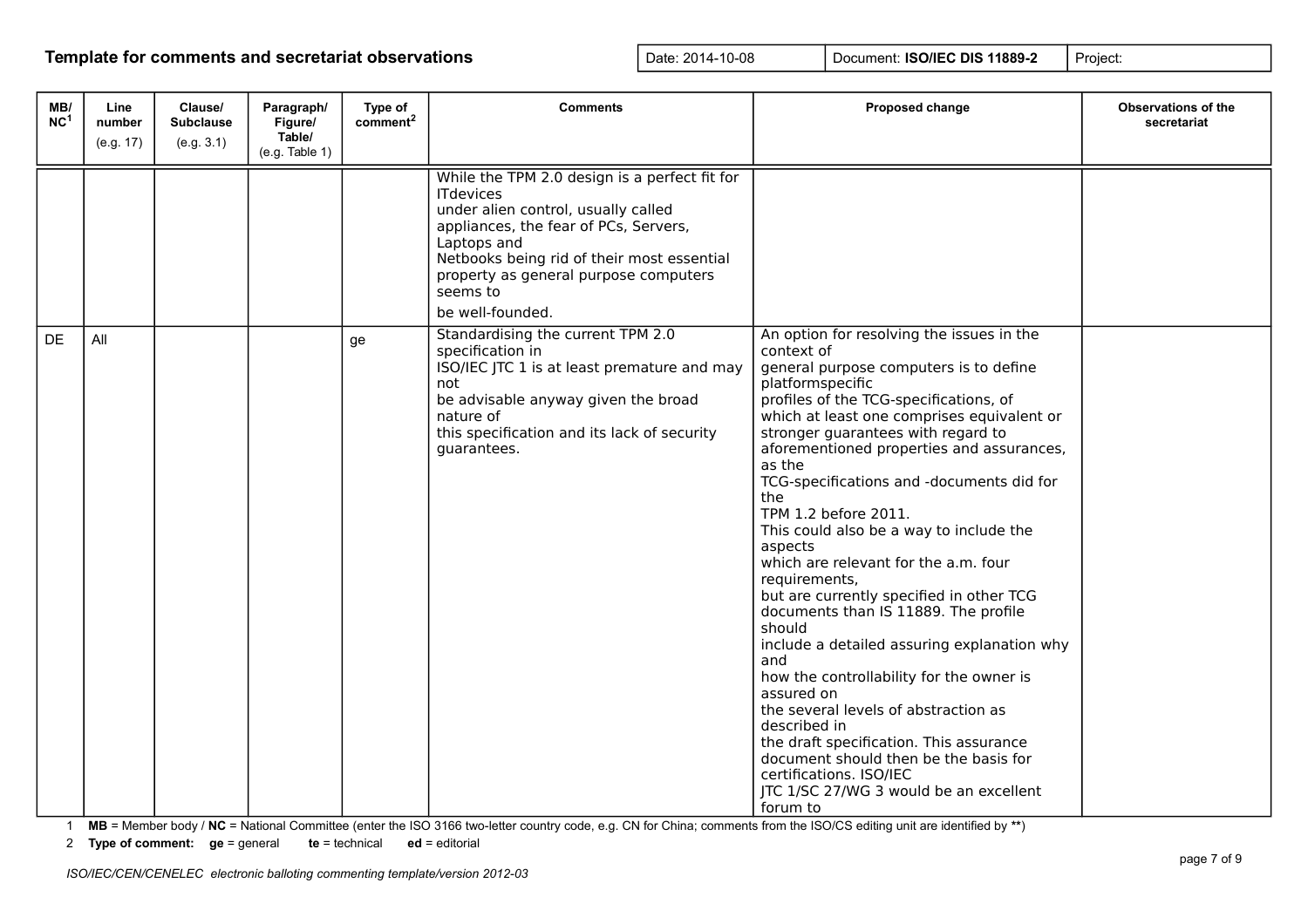**Template for comments and secretariat observations**

| Date: 2014-10-08 | Document: **ISO/IEC DIS 11889-2** | Project: |
|---|---|---|

| MB/ NC[1] | Line number (e.g. 17) | Clause/ Subclause (e.g. 3.1) | Paragraph/ Figure/ Table/ (e.g. Table 1) | Type of comment[2] | Comments | Proposed change | Observations of the secretariat |
|---|---|---|---|---|---|---|---|
| | | | | | While the TPM 2.0 design is a perfect fit for ITdevices under alien control, usually called appliances, the fear of PCs, Servers, Laptops and Netbooks being rid of their most essential property as general purpose computers seems to be well-founded. | | |
| DE | All | | | ge | Standardising the current TPM 2.0 specification in ISO/IEC JTC 1 is at least premature and may not be advisable anyway given the broad nature of this specification and its lack of security guarantees. | An option for resolving the issues in the context of general purpose computers is to define platformspecific profiles of the TCG-specifications, of which at least one comprises equivalent or stronger guarantees with regard to aforementioned properties and assurances, as the TCG-specifications and -documents did for the TPM 1.2 before 2011. This could also be a way to include the aspects which are relevant for the a.m. four requirements, but are currently specified in other TCG documents than IS 11889. The profile should include a detailed assuring explanation why and how the controllability for the owner is assured on the several levels of abstraction as described in the draft specification. This assurance document should then be the basis for certifications. ISO/IEC JTC 1/SC 27/WG 3 would be an excellent forum to | |

1 **MB** = Member body / **NC** = National Committee (enter the ISO 3166 two-letter country code, e.g. CN for China; comments from the ISO/CS editing unit are identified by **)

2 **Type of comment:** **ge** = general **te** = technical **ed** = editorial

*ISO/IEC/CEN/CENELEC electronic balloting commenting template/version 2012-03*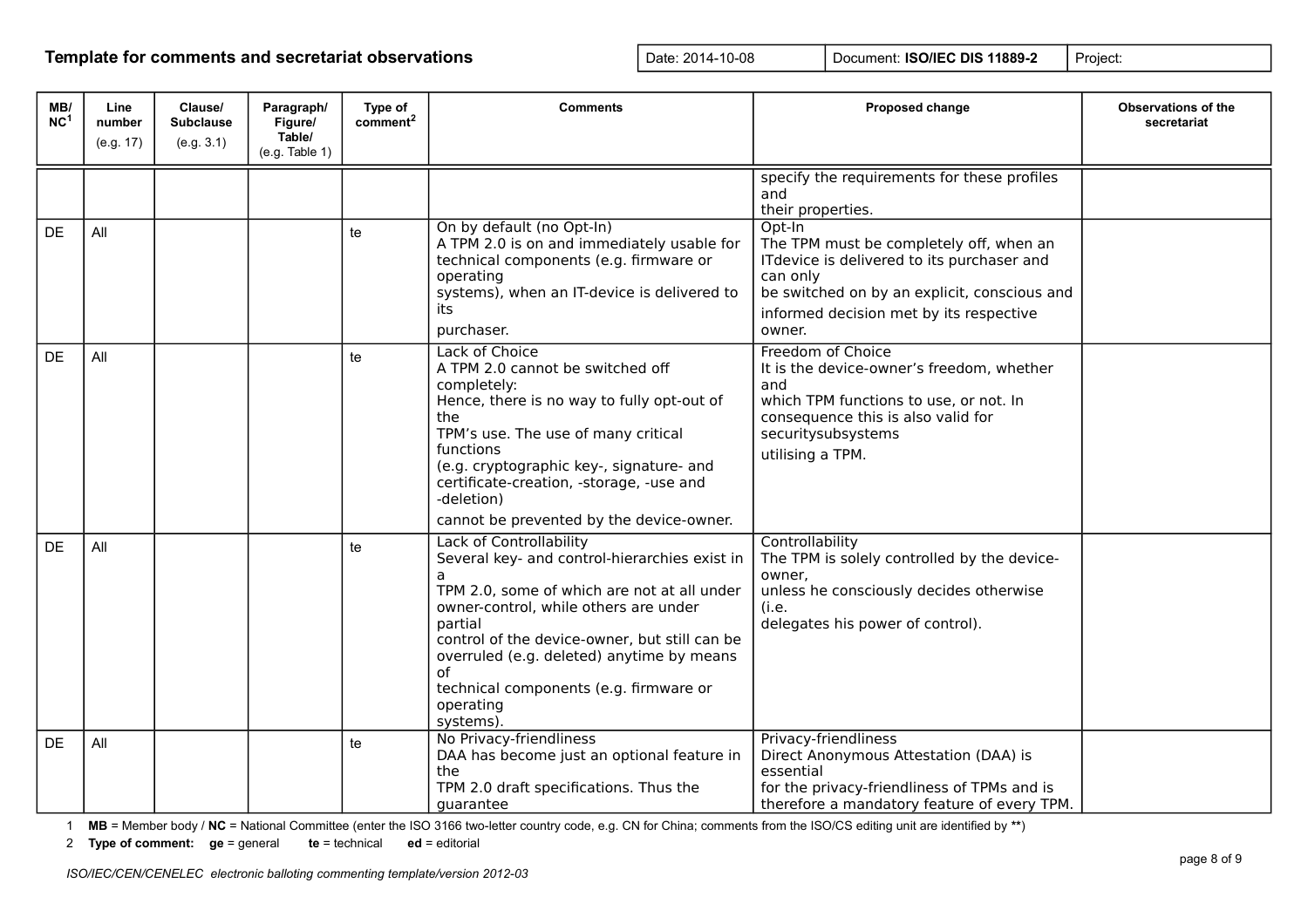## Template for comments and secretariat observations

| Date: 2014-10-08 | Document: **ISO/IEC DIS 11889-2** | Project: |
|---|---|---|

| MB/ NC[1] | Line number (e.g. 17) | Clause/ Subclause (e.g. 3.1) | Paragraph/ Figure/ Table/ (e.g. Table 1) | Type of comment[2] | Comments | Proposed change | Observations of the secretariat |
|---|---|---|---|---|---|---|---|
| | | | | | | specify the requirements for these profiles and their properties. | |
| DE | All | | | te | On by default (no Opt-In) A TPM 2.0 is on and immediately usable for technical components (e.g. firmware or operating systems), when an IT-device is delivered to its purchaser. | Opt-In The TPM must be completely off, when an ITdevice is delivered to its purchaser and can only be switched on by an explicit, conscious and informed decision met by its respective owner. | |
| DE | All | | | te | Lack of Choice A TPM 2.0 cannot be switched off completely: Hence, there is no way to fully opt-out of the TPM's use. The use of many critical functions (e.g. cryptographic key-, signature- and certificate-creation, -storage, -use and -deletion) cannot be prevented by the device-owner. | Freedom of Choice It is the device-owner's freedom, whether and which TPM functions to use, or not. In consequence this is also valid for securitysubsystems utilising a TPM. | |
| DE | All | | | te | Lack of Controllability Several key- and control-hierarchies exist in a TPM 2.0, some of which are not at all under owner-control, while others are under partial control of the device-owner, but still can be overruled (e.g. deleted) anytime by means of technical components (e.g. firmware or operating systems). | Controllability The TPM is solely controlled by the device-owner, unless he consciously decides otherwise (i.e. delegates his power of control). | |
| DE | All | | | te | No Privacy-friendliness DAA has become just an optional feature in the TPM 2.0 draft specifications. Thus the guarantee | Privacy-friendliness Direct Anonymous Attestation (DAA) is essential for the privacy-friendliness of TPMs and is therefore a mandatory feature of every TPM. | |

1 **MB** = Member body / **NC** = National Committee (enter the ISO 3166 two-letter country code, e.g. CN for China; comments from the ISO/CS editing unit are identified by **)

2 **Type of comment:** **ge** = general **te** = technical **ed** = editorial

*ISO/IEC/CEN/CENELEC electronic balloting commenting template/version 2012-03*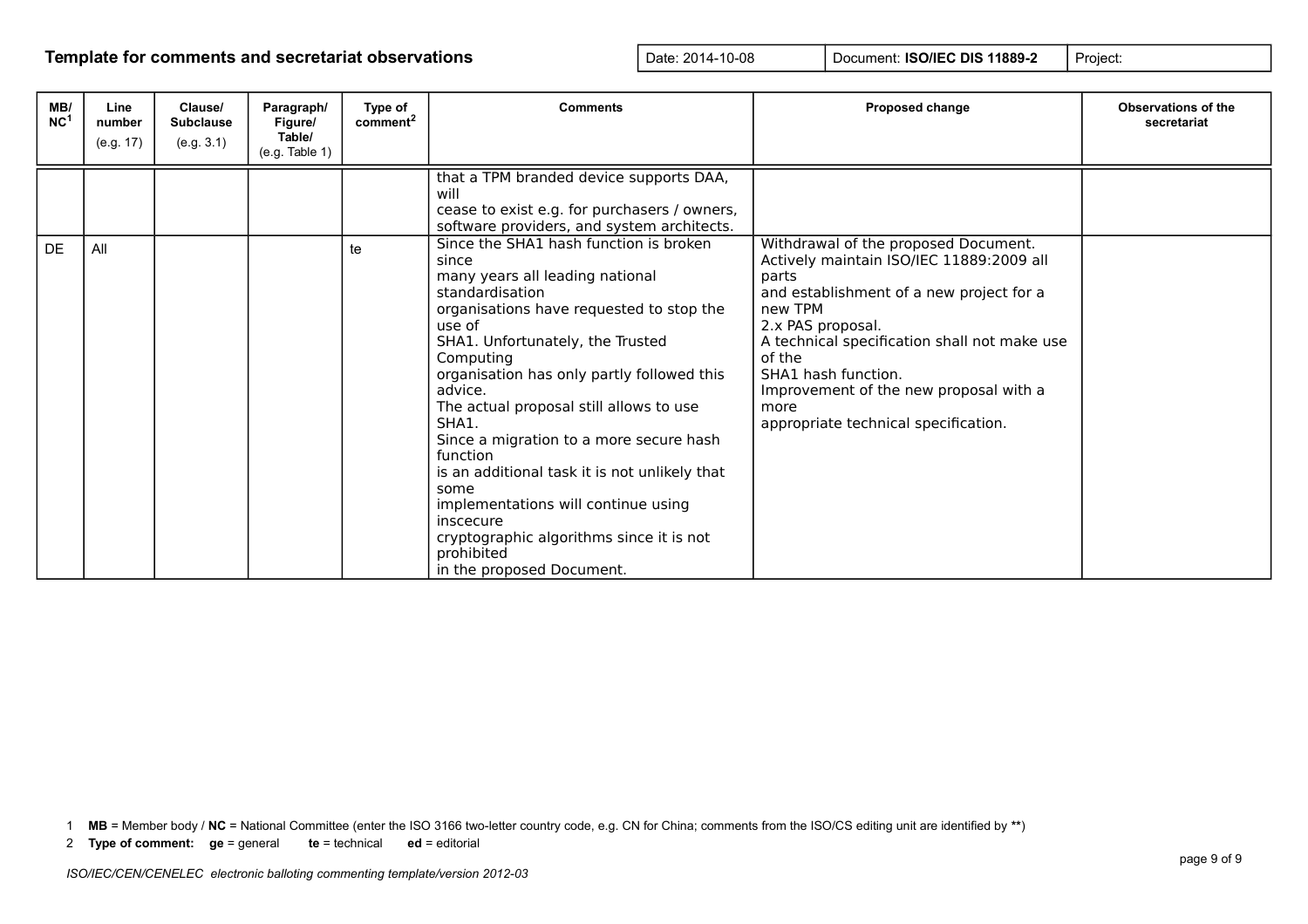**Template for comments and secretariat observations**

| Date: 2014-10-08 | Document: **ISO/IEC DIS 11889-2** | Project: |
| --- | --- | --- |

| MB/NC[1] | Line number (e.g. 17) | Clause/ Subclause (e.g. 3.1) | Paragraph/ Figure/ Table/ (e.g. Table 1) | Type of comment[2] | Comments | Proposed change | Observations of the secretariat |
| --- | --- | --- | --- | --- | --- | --- | --- |
| | | | | | that a TPM branded device supports DAA, will cease to exist e.g. for purchasers / owners, software providers, and system architects. | | |
| DE | All | | | te | Since the SHA1 hash function is broken since many years all leading national standardisation organisations have requested to stop the use of SHA1. Unfortunately, the Trusted Computing organisation has only partly followed this advice. The actual proposal still allows to use SHA1. Since a migration to a more secure hash function is an additional task it is not unlikely that some implementations will continue using inscecure cryptographic algorithms since it is not prohibited in the proposed Document. | Withdrawal of the proposed Document. Actively maintain ISO/IEC 11889:2009 all parts and establishment of a new project for a new TPM 2.x PAS proposal. A technical specification shall not make use of the SHA1 hash function. Improvement of the new proposal with a more appropriate technical specification. | |

1 **MB** = Member body / **NC** = National Committee (enter the ISO 3166 two-letter country code, e.g. CN for China; comments from the ISO/CS editing unit are identified by **)

2 **Type of comment:** **ge** = general **te** = technical **ed** = editorial

*ISO/IEC/CEN/CENELEC electronic balloting commenting template/version 2012-03*